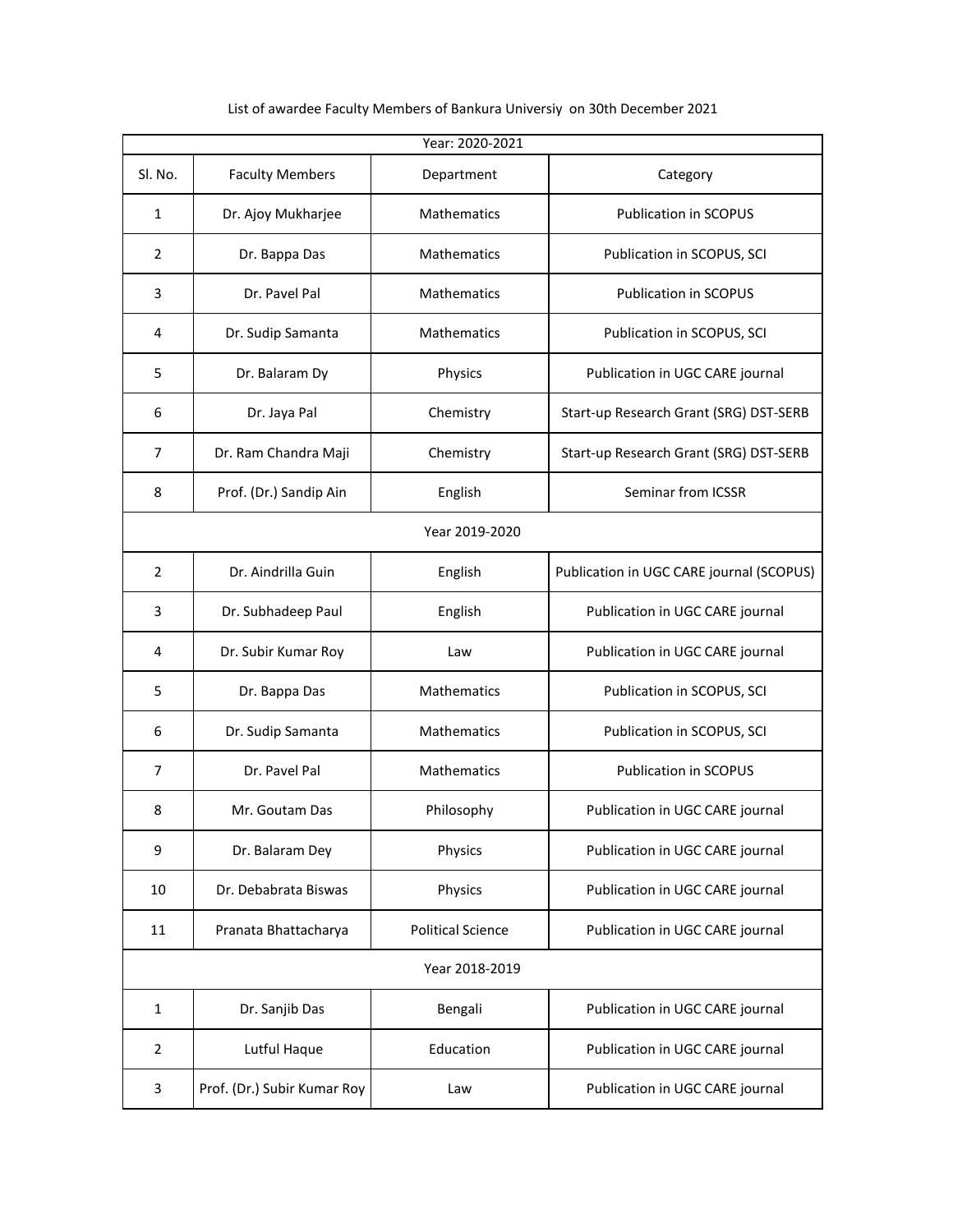List of awardee Faculty Members of Bankura Universiy on 30th December 2021

| Year: 2020-2021 | | | |
|---|---|---|---|
| Sl. No. | Faculty Members | Department | Category |
| 1 | Dr. Ajoy Mukharjee | Mathematics | Publication in SCOPUS |
| 2 | Dr. Bappa Das | Mathematics | Publication in SCOPUS, SCI |
| 3 | Dr. Pavel Pal | Mathematics | Publication in SCOPUS |
| 4 | Dr. Sudip Samanta | Mathematics | Publication in SCOPUS, SCI |
| 5 | Dr. Balaram Dy | Physics | Publication in UGC CARE journal |
| 6 | Dr. Jaya Pal | Chemistry | Start-up Research Grant (SRG) DST-SERB |
| 7 | Dr. Ram Chandra Maji | Chemistry | Start-up Research Grant (SRG) DST-SERB |
| 8 | Prof. (Dr.) Sandip Ain | English | Seminar from ICSSR |
| Year 2019-2020 | | | |
| 2 | Dr. Aindrilla Guin | English | Publication in UGC CARE journal (SCOPUS) |
| 3 | Dr. Subhadeep Paul | English | Publication in UGC CARE journal |
| 4 | Dr. Subir Kumar Roy | Law | Publication in UGC CARE journal |
| 5 | Dr. Bappa Das | Mathematics | Publication in SCOPUS, SCI |
| 6 | Dr. Sudip Samanta | Mathematics | Publication in SCOPUS, SCI |
| 7 | Dr. Pavel Pal | Mathematics | Publication in SCOPUS |
| 8 | Mr. Goutam Das | Philosophy | Publication in UGC CARE journal |
| 9 | Dr. Balaram Dey | Physics | Publication in UGC CARE journal |
| 10 | Dr. Debabrata Biswas | Physics | Publication in UGC CARE journal |
| 11 | Pranata Bhattacharya | Political Science | Publication in UGC CARE journal |
| Year 2018-2019 | | | |
| 1 | Dr. Sanjib Das | Bengali | Publication in UGC CARE journal |
| 2 | Lutful Haque | Education | Publication in UGC CARE journal |
| 3 | Prof. (Dr.) Subir Kumar Roy | Law | Publication in UGC CARE journal |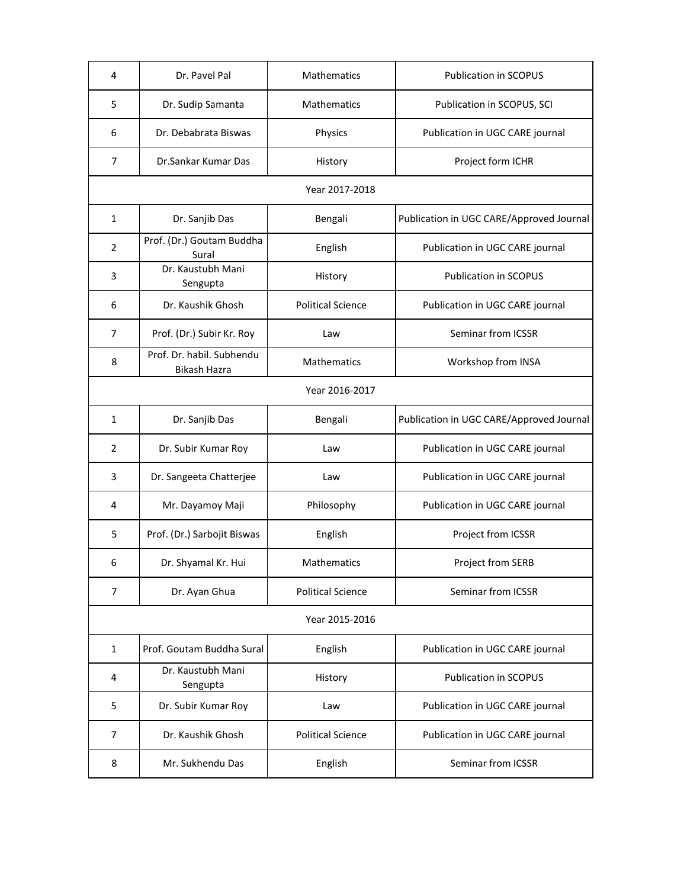| | | | |
|---|---|---|---|
| 4 | Dr. Pavel Pal | Mathematics | Publication in SCOPUS |
| 5 | Dr. Sudip Samanta | Mathematics | Publication in SCOPUS, SCI |
| 6 | Dr. Debabrata Biswas | Physics | Publication in UGC CARE journal |
| 7 | Dr.Sankar Kumar Das | History | Project form ICHR |
| Year 2017-2018 | | | |
| 1 | Dr. Sanjib Das | Bengali | Publication in UGC CARE/Approved Journal |
| 2 | Prof. (Dr.) Goutam Buddha Sural | English | Publication in UGC CARE journal |
| 3 | Dr. Kaustubh Mani Sengupta | History | Publication in SCOPUS |
| 6 | Dr. Kaushik Ghosh | Political Science | Publication in UGC CARE journal |
| 7 | Prof. (Dr.) Subir Kr. Roy | Law | Seminar from ICSSR |
| 8 | Prof. Dr. habil. Subhendu Bikash Hazra | Mathematics | Workshop from INSA |
| Year 2016-2017 | | | |
| 1 | Dr. Sanjib Das | Bengali | Publication in UGC CARE/Approved Journal |
| 2 | Dr. Subir Kumar Roy | Law | Publication in UGC CARE journal |
| 3 | Dr. Sangeeta Chatterjee | Law | Publication in UGC CARE journal |
| 4 | Mr. Dayamoy Maji | Philosophy | Publication in UGC CARE journal |
| 5 | Prof. (Dr.) Sarbojit Biswas | English | Project from ICSSR |
| 6 | Dr. Shyamal Kr. Hui | Mathematics | Project from SERB |
| 7 | Dr. Ayan Ghua | Political Science | Seminar from ICSSR |
| Year 2015-2016 | | | |
| 1 | Prof. Goutam Buddha Sural | English | Publication in UGC CARE journal |
| 4 | Dr. Kaustubh Mani Sengupta | History | Publication in SCOPUS |
| 5 | Dr. Subir Kumar Roy | Law | Publication in UGC CARE journal |
| 7 | Dr. Kaushik Ghosh | Political Science | Publication in UGC CARE journal |
| 8 | Mr. Sukhendu Das | English | Seminar from ICSSR |